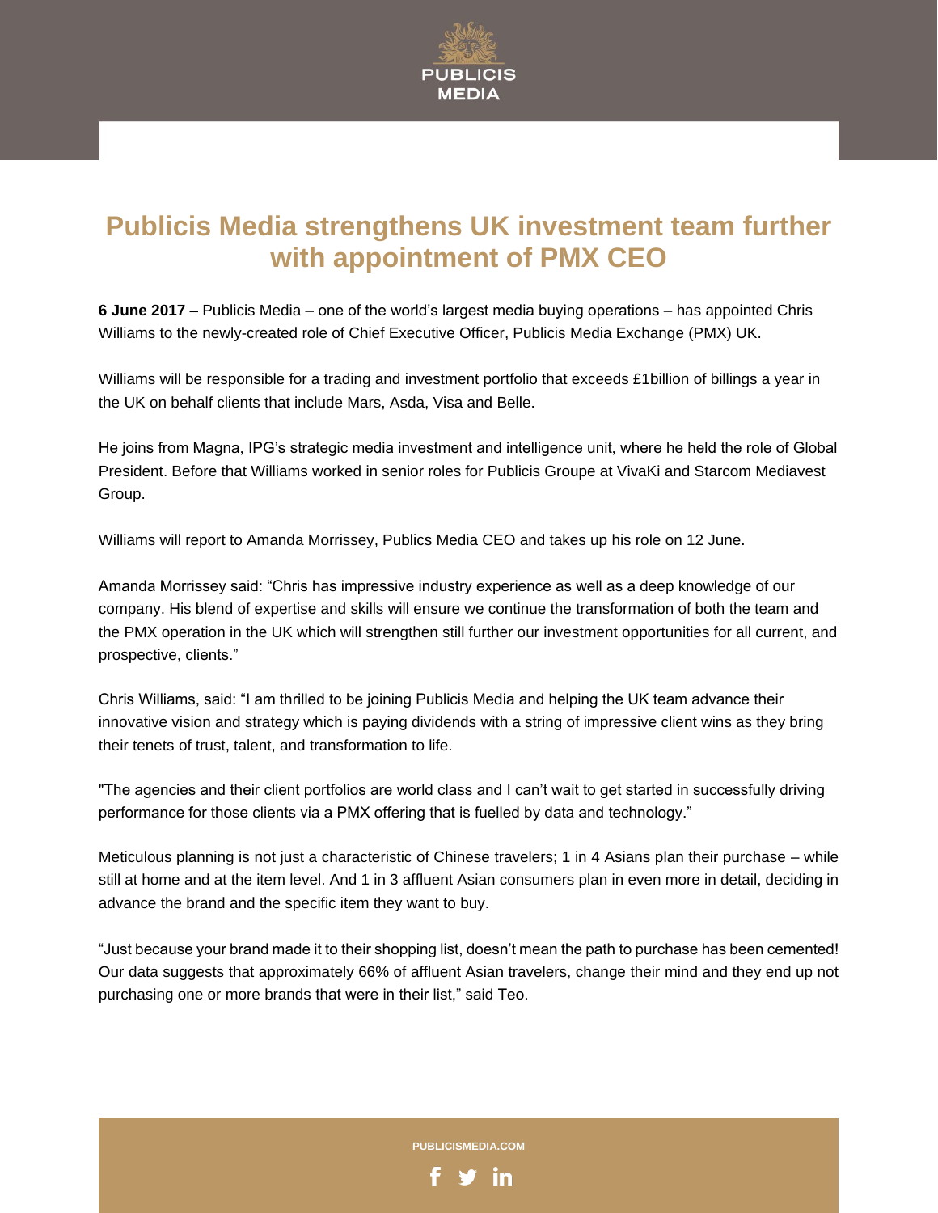# Publicis Media strengthens UK investment team further with appointment of PMX CEO

**6 June 2017 –** Publicis Media – one of the world's largest media buying operations – has appointed Chris Williams to the newly-created role of Chief Executive Officer, Publicis Media Exchange (PMX) UK.

Williams will be responsible for a trading and investment portfolio that exceeds £1billion of billings a year in the UK on behalf clients that include Mars, Asda, Visa and Belle.

He joins from Magna, IPG's strategic media investment and intelligence unit, where he held the role of Global President. Before that Williams worked in senior roles for Publicis Groupe at VivaKi and Starcom Mediavest Group.

Williams will report to Amanda Morrissey, Publics Media CEO and takes up his role on 12 June.

Amanda Morrissey said: "Chris has impressive industry experience as well as a deep knowledge of our company. His blend of expertise and skills will ensure we continue the transformation of both the team and the PMX operation in the UK which will strengthen still further our investment opportunities for all current, and prospective, clients."

Chris Williams, said: "I am thrilled to be joining Publicis Media and helping the UK team advance their innovative vision and strategy which is paying dividends with a string of impressive client wins as they bring their tenets of trust, talent, and transformation to life.

"The agencies and their client portfolios are world class and I can't wait to get started in successfully driving performance for those clients via a PMX offering that is fuelled by data and technology."

Meticulous planning is not just a characteristic of Chinese travelers; 1 in 4 Asians plan their purchase – while still at home and at the item level. And 1 in 3 affluent Asian consumers plan in even more in detail, deciding in advance the brand and the specific item they want to buy.

"Just because your brand made it to their shopping list, doesn't mean the path to purchase has been cemented! Our data suggests that approximately 66% of affluent Asian travelers, change their mind and they end up not purchasing one or more brands that were in their list," said Teo.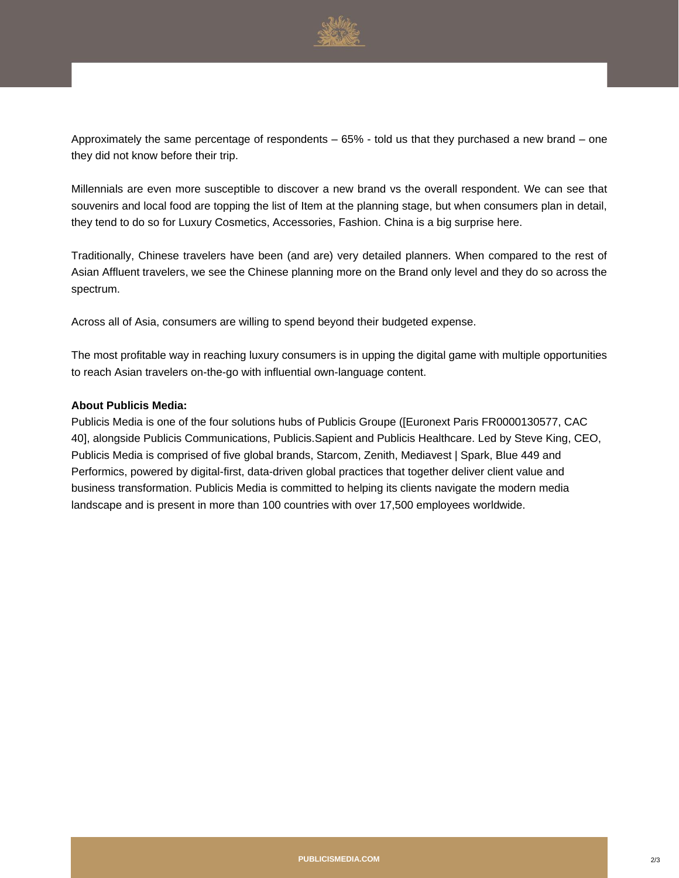Approximately the same percentage of respondents – 65% - told us that they purchased a new brand – one they did not know before their trip.

Millennials are even more susceptible to discover a new brand vs the overall respondent. We can see that souvenirs and local food are topping the list of Item at the planning stage, but when consumers plan in detail, they tend to do so for Luxury Cosmetics, Accessories, Fashion. China is a big surprise here.

Traditionally, Chinese travelers have been (and are) very detailed planners. When compared to the rest of Asian Affluent travelers, we see the Chinese planning more on the Brand only level and they do so across the spectrum.

Across all of Asia, consumers are willing to spend beyond their budgeted expense.

The most profitable way in reaching luxury consumers is in upping the digital game with multiple opportunities to reach Asian travelers on-the-go with influential own-language content.

**About Publicis Media:**

Publicis Media is one of the four solutions hubs of Publicis Groupe ([Euronext Paris FR0000130577, CAC 40], alongside Publicis Communications, Publicis.Sapient and Publicis Healthcare. Led by Steve King, CEO, Publicis Media is comprised of five global brands, Starcom, Zenith, Mediavest | Spark, Blue 449 and Performics, powered by digital-first, data-driven global practices that together deliver client value and business transformation. Publicis Media is committed to helping its clients navigate the modern media landscape and is present in more than 100 countries with over 17,500 employees worldwide.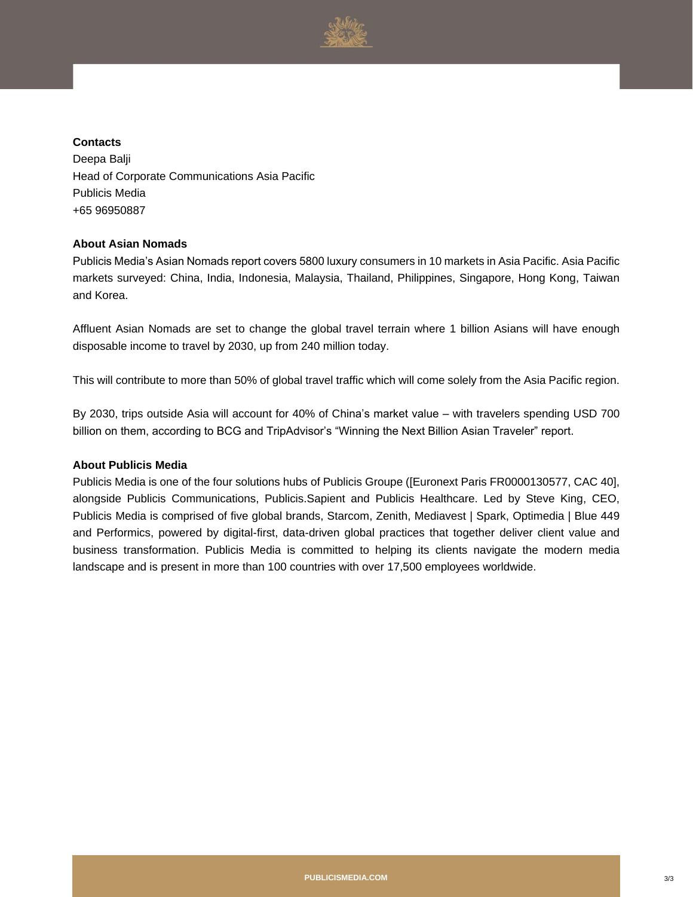**Contacts**

Deepa Balji
Head of Corporate Communications Asia Pacific
Publicis Media
+65 96950887

**About Asian Nomads**

Publicis Media's Asian Nomads report covers 5800 luxury consumers in 10 markets in Asia Pacific. Asia Pacific markets surveyed: China, India, Indonesia, Malaysia, Thailand, Philippines, Singapore, Hong Kong, Taiwan and Korea.

Affluent Asian Nomads are set to change the global travel terrain where 1 billion Asians will have enough disposable income to travel by 2030, up from 240 million today.

This will contribute to more than 50% of global travel traffic which will come solely from the Asia Pacific region.

By 2030, trips outside Asia will account for 40% of China's market value – with travelers spending USD 700 billion on them, according to BCG and TripAdvisor's "Winning the Next Billion Asian Traveler" report.

**About Publicis Media**

Publicis Media is one of the four solutions hubs of Publicis Groupe ([Euronext Paris FR0000130577, CAC 40], alongside Publicis Communications, Publicis.Sapient and Publicis Healthcare. Led by Steve King, CEO, Publicis Media is comprised of five global brands, Starcom, Zenith, Mediavest | Spark, Optimedia | Blue 449 and Performics, powered by digital-first, data-driven global practices that together deliver client value and business transformation. Publicis Media is committed to helping its clients navigate the modern media landscape and is present in more than 100 countries with over 17,500 employees worldwide.

PUBLICISMEDIA.COM